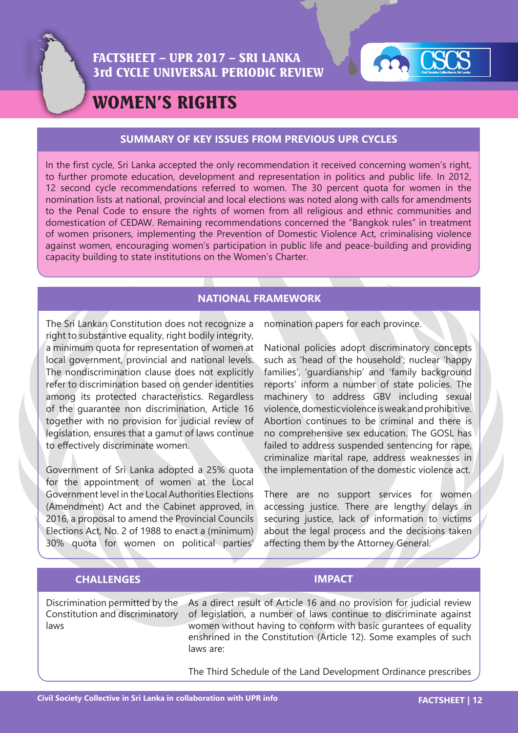# FACTSHEET – UPR 2017 – SRI LANKA
## 3rd CYCLE UNIVERSAL PERIODIC REVIEW

# WOMEN'S RIGHTS

## SUMMARY OF KEY ISSUES FROM PREVIOUS UPR CYCLES

In the first cycle, Sri Lanka accepted the only recommendation it received concerning women's right, to further promote education, development and representation in politics and public life. In 2012, 12 second cycle recommendations referred to women. The 30 percent quota for women in the nomination lists at national, provincial and local elections was noted along with calls for amendments to the Penal Code to ensure the rights of women from all religious and ethnic communities and domestication of CEDAW. Remaining recommendations concerned the "Bangkok rules" in treatment of women prisoners, implementing the Prevention of Domestic Violence Act, criminalising violence against women, encouraging women's participation in public life and peace-building and providing capacity building to state institutions on the Women's Charter.

## NATIONAL FRAMEWORK

The Sri Lankan Constitution does not recognize a right to substantive equality, right bodily integrity, a minimum quota for representation of women at local government, provincial and national levels. The nondiscrimination clause does not explicitly refer to discrimination based on gender identities among its protected characteristics. Regardless of the guarantee non discrimination, Article 16 together with no provision for judicial review of legislation, ensures that a gamut of laws continue to effectively discriminate women.

Government of Sri Lanka adopted a 25% quota for the appointment of women at the Local Government level in the Local Authorities Elections (Amendment) Act and the Cabinet approved, in 2016, a proposal to amend the Provincial Councils Elections Act, No. 2 of 1988 to enact a (minimum) 30% quota for women on political parties' nomination papers for each province.

National policies adopt discriminatory concepts such as 'head of the household'; nuclear 'happy families', 'guardianship' and 'family background reports' inform a number of state policies. The machinery to address GBV including sexual violence, domestic violence is weak and prohibitive. Abortion continues to be criminal and there is no comprehensive sex education. The GOSL has failed to address suspended sentencing for rape, criminalize marital rape, address weaknesses in the implementation of the domestic violence act.

There are no support services for women accessing justice. There are lengthy delays in securing justice, lack of information to victims about the legal process and the decisions taken affecting them by the Attorney General.

| CHALLENGES | IMPACT |
|---|---|
| Discrimination permitted by the Constitution and discriminatory laws | As a direct result of Article 16 and no provision for judicial review of legislation, a number of laws continue to discriminate against women without having to conform with basic gurantees of equality enshrined in the Constitution (Article 12). Some examples of such laws are:<br><br>The Third Schedule of the Land Development Ordinance prescribes |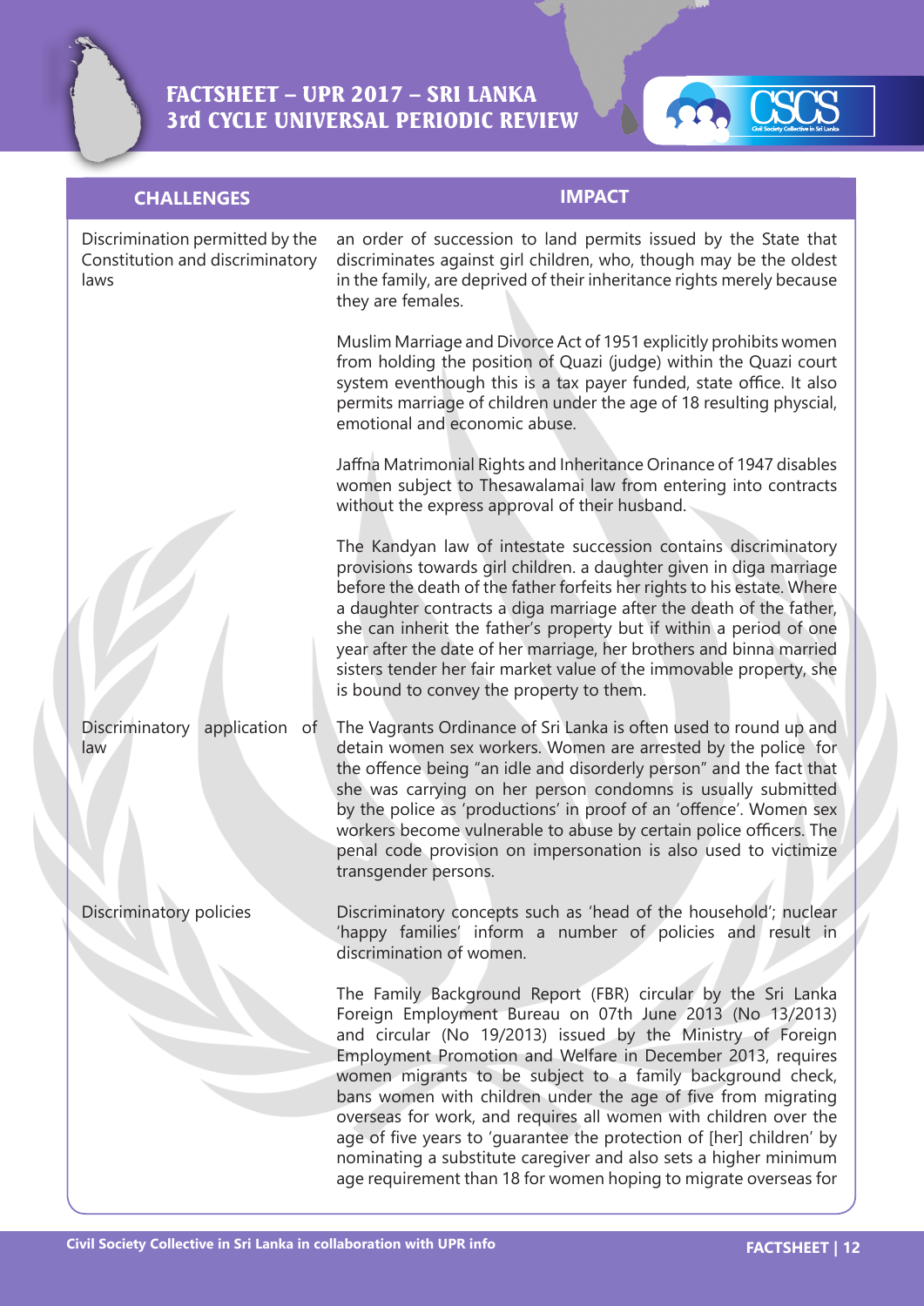| CHALLENGES | IMPACT |
| --- | --- |
| Discrimination permitted by the Constitution and discriminatory laws | an order of succession to land permits issued by the State that discriminates against girl children, who, though may be the oldest in the family, are deprived of their inheritance rights merely because they are females.<br><br>Muslim Marriage and Divorce Act of 1951 explicitly prohibits women from holding the position of Quazi (judge) within the Quazi court system eventhough this is a tax payer funded, state office. It also permits marriage of children under the age of 18 resulting physcial, emotional and economic abuse.<br><br>Jaffna Matrimonial Rights and Inheritance Orinance of 1947 disables women subject to Thesawalamai law from entering into contracts without the express approval of their husband.<br><br>The Kandyan law of intestate succession contains discriminatory provisions towards girl children. a daughter given in diga marriage before the death of the father forfeits her rights to his estate. Where a daughter contracts a diga marriage after the death of the father, she can inherit the father's property but if within a period of one year after the date of her marriage, her brothers and binna married sisters tender her fair market value of the immovable property, she is bound to convey the property to them. |
| Discriminatory application of law | The Vagrants Ordinance of Sri Lanka is often used to round up and detain women sex workers. Women are arrested by the police for the offence being "an idle and disorderly person" and the fact that she was carrying on her person condomns is usually submitted by the police as 'productions' in proof of an 'offence'. Women sex workers become vulnerable to abuse by certain police officers. The penal code provision on impersonation is also used to victimize transgender persons. |
| Discriminatory policies | Discriminatory concepts such as 'head of the household'; nuclear 'happy families' inform a number of policies and result in discrimination of women.<br><br>The Family Background Report (FBR) circular by the Sri Lanka Foreign Employment Bureau on 07th June 2013 (No 13/2013) and circular (No 19/2013) issued by the Ministry of Foreign Employment Promotion and Welfare in December 2013, requires women migrants to be subject to a family background check, bans women with children under the age of five from migrating overseas for work, and requires all women with children over the age of five years to 'guarantee the protection of [her] children' by nominating a substitute caregiver and also sets a higher minimum age requirement than 18 for women hoping to migrate overseas for |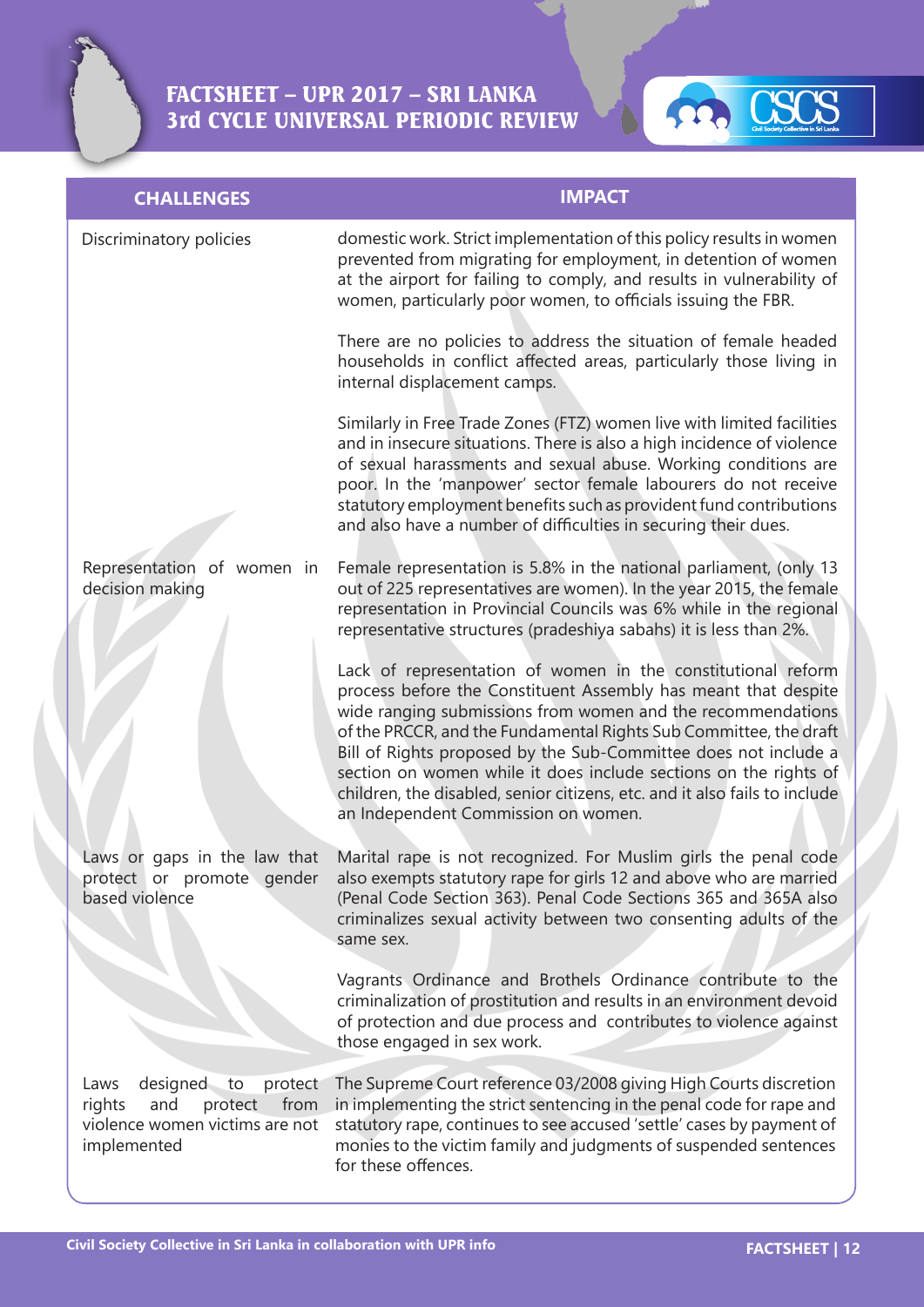| CHALLENGES | IMPACT |
|---|---|
| Discriminatory policies | domestic work. Strict implementation of this policy results in women prevented from migrating for employment, in detention of women at the airport for failing to comply, and results in vulnerability of women, particularly poor women, to officials issuing the FBR.<br><br>There are no policies to address the situation of female headed households in conflict affected areas, particularly those living in internal displacement camps.<br><br>Similarly in Free Trade Zones (FTZ) women live with limited facilities and in insecure situations. There is also a high incidence of violence of sexual harassments and sexual abuse. Working conditions are poor. In the 'manpower' sector female labourers do not receive statutory employment benefits such as provident fund contributions and also have a number of difficulties in securing their dues. |
| Representation of women in decision making | Female representation is 5.8% in the national parliament, (only 13 out of 225 representatives are women). In the year 2015, the female representation in Provincial Councils was 6% while in the regional representative structures (pradeshiya sabahs) it is less than 2%.<br><br>Lack of representation of women in the constitutional reform process before the Constituent Assembly has meant that despite wide ranging submissions from women and the recommendations of the PRCCR, and the Fundamental Rights Sub Committee, the draft Bill of Rights proposed by the Sub-Committee does not include a section on women while it does include sections on the rights of children, the disabled, senior citizens, etc. and it also fails to include an Independent Commission on women. |
| Laws or gaps in the law that protect or promote gender based violence | Marital rape is not recognized. For Muslim girls the penal code also exempts statutory rape for girls 12 and above who are married (Penal Code Section 363). Penal Code Sections 365 and 365A also criminalizes sexual activity between two consenting adults of the same sex.<br><br>Vagrants Ordinance and Brothels Ordinance contribute to the criminalization of prostitution and results in an environment devoid of protection and due process and contributes to violence against those engaged in sex work. |
| Laws designed to protect rights and protect from violence women victims are not implemented | The Supreme Court reference 03/2008 giving High Courts discretion in implementing the strict sentencing in the penal code for rape and statutory rape, continues to see accused 'settle' cases by payment of monies to the victim family and judgments of suspended sentences for these offences. |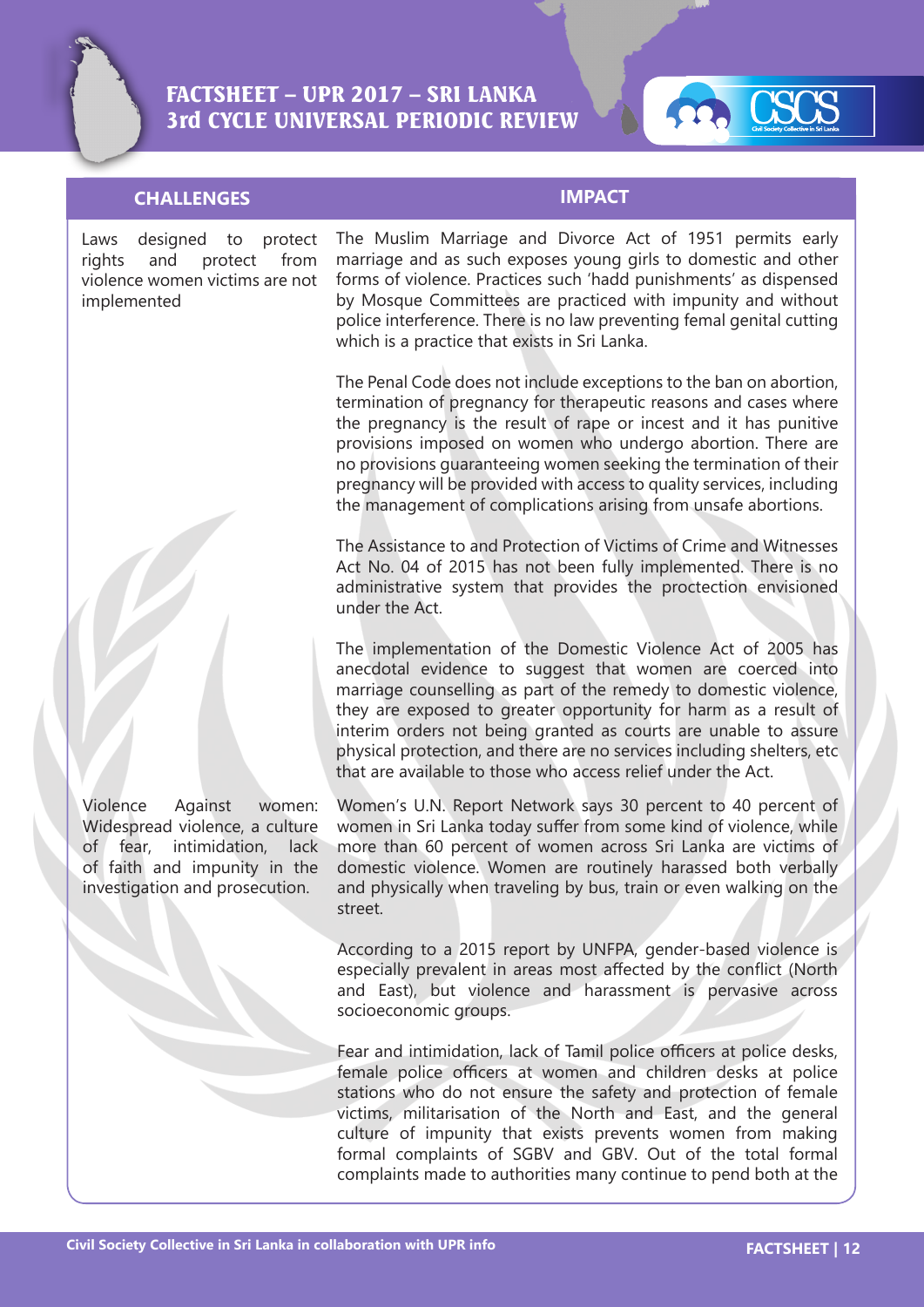| CHALLENGES | IMPACT |
| --- | --- |
| Laws designed to protect rights and protect from violence women victims are not implemented | The Muslim Marriage and Divorce Act of 1951 permits early marriage and as such exposes young girls to domestic and other forms of violence. Practices such 'hadd punishments' as dispensed by Mosque Committees are practiced with impunity and without police interference. There is no law preventing femal genital cutting which is a practice that exists in Sri Lanka.<br><br>The Penal Code does not include exceptions to the ban on abortion, termination of pregnancy for therapeutic reasons and cases where the pregnancy is the result of rape or incest and it has punitive provisions imposed on women who undergo abortion. There are no provisions guaranteeing women seeking the termination of their pregnancy will be provided with access to quality services, including the management of complications arising from unsafe abortions.<br><br>The Assistance to and Protection of Victims of Crime and Witnesses Act No. 04 of 2015 has not been fully implemented. There is no administrative system that provides the proctection envisioned under the Act.<br><br>The implementation of the Domestic Violence Act of 2005 has anecdotal evidence to suggest that women are coerced into marriage counselling as part of the remedy to domestic violence, they are exposed to greater opportunity for harm as a result of interim orders not being granted as courts are unable to assure physical protection, and there are no services including shelters, etc that are available to those who access relief under the Act. |
| Violence Against women: Widespread violence, a culture of fear, intimidation, lack of faith and impunity in the investigation and prosecution. | Women's U.N. Report Network says 30 percent to 40 percent of women in Sri Lanka today suffer from some kind of violence, while more than 60 percent of women across Sri Lanka are victims of domestic violence. Women are routinely harassed both verbally and physically when traveling by bus, train or even walking on the street.<br><br>According to a 2015 report by UNFPA, gender-based violence is especially prevalent in areas most affected by the conflict (North and East), but violence and harassment is pervasive across socioeconomic groups.<br><br>Fear and intimidation, lack of Tamil police officers at police desks, female police officers at women and children desks at police stations who do not ensure the safety and protection of female victims, militarisation of the North and East, and the general culture of impunity that exists prevents women from making formal complaints of SGBV and GBV. Out of the total formal complaints made to authorities many continue to pend both at the |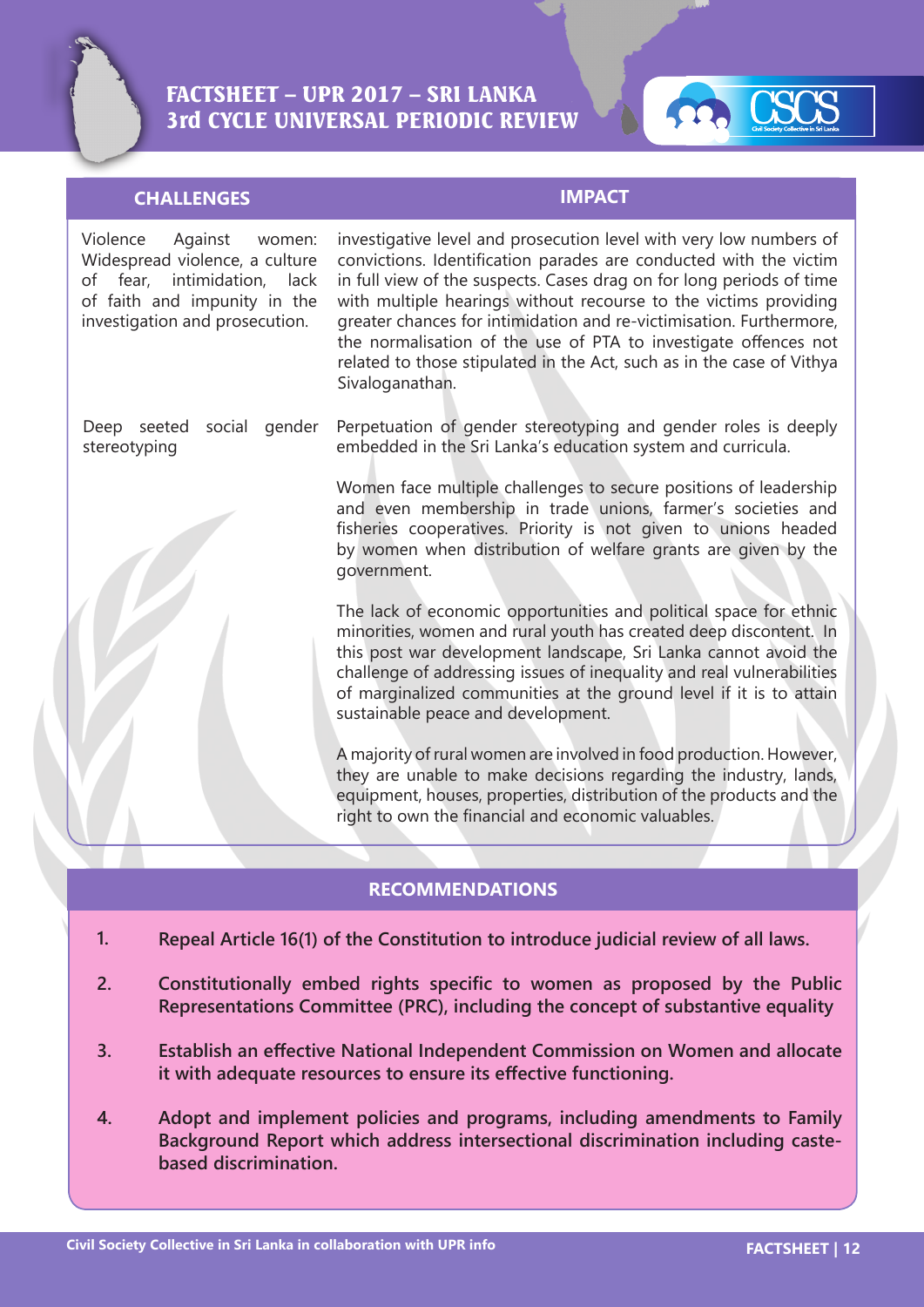| CHALLENGES | IMPACT |
| --- | --- |
| Violence Against women: Widespread violence, a culture of fear, intimidation, lack of faith and impunity in the investigation and prosecution. | investigative level and prosecution level with very low numbers of convictions. Identification parades are conducted with the victim in full view of the suspects. Cases drag on for long periods of time with multiple hearings without recourse to the victims providing greater chances for intimidation and re-victimisation. Furthermore, the normalisation of the use of PTA to investigate offences not related to those stipulated in the Act, such as in the case of Vithya Sivaloganathan. |
| Deep seeted social gender stereotyping | Perpetuation of gender stereotyping and gender roles is deeply embedded in the Sri Lanka's education system and curricula.<br><br>Women face multiple challenges to secure positions of leadership and even membership in trade unions, farmer's societies and fisheries cooperatives. Priority is not given to unions headed by women when distribution of welfare grants are given by the government.<br><br>The lack of economic opportunities and political space for ethnic minorities, women and rural youth has created deep discontent. In this post war development landscape, Sri Lanka cannot avoid the challenge of addressing issues of inequality and real vulnerabilities of marginalized communities at the ground level if it is to attain sustainable peace and development.<br><br>A majority of rural women are involved in food production. However, they are unable to make decisions regarding the industry, lands, equipment, houses, properties, distribution of the products and the right to own the financial and economic valuables. |

## RECOMMENDATIONS

1. **Repeal Article 16(1) of the Constitution to introduce judicial review of all laws.**
2. **Constitutionally embed rights specific to women as proposed by the Public Representations Committee (PRC), including the concept of substantive equality**
3. **Establish an effective National Independent Commission on Women and allocate it with adequate resources to ensure its effective functioning.**
4. **Adopt and implement policies and programs, including amendments to Family Background Report which address intersectional discrimination including caste-based discrimination.**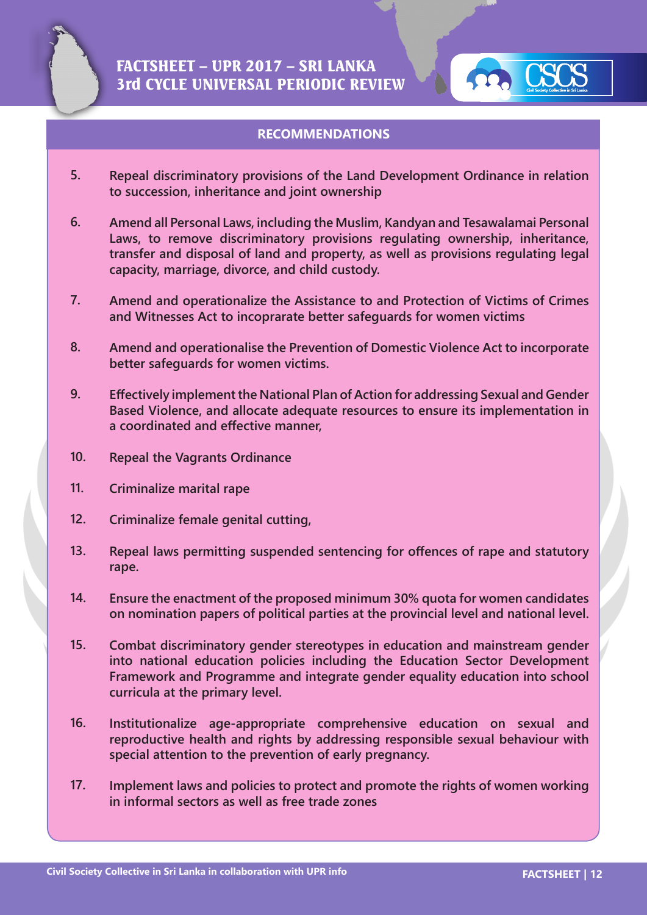## RECOMMENDATIONS

5. **Repeal discriminatory provisions of the Land Development Ordinance in relation to succession, inheritance and joint ownership**

6. **Amend all Personal Laws, including the Muslim, Kandyan and Tesawalamai Personal Laws, to remove discriminatory provisions regulating ownership, inheritance, transfer and disposal of land and property, as well as provisions regulating legal capacity, marriage, divorce, and child custody.**

7. **Amend and operationalize the Assistance to and Protection of Victims of Crimes and Witnesses Act to incoprarate better safeguards for women victims**

8. **Amend and operationalise the Prevention of Domestic Violence Act to incorporate better safeguards for women victims.**

9. **Effectively implement the National Plan of Action for addressing Sexual and Gender Based Violence, and allocate adequate resources to ensure its implementation in a coordinated and effective manner,**

10. **Repeal the Vagrants Ordinance**

11. **Criminalize marital rape**

12. **Criminalize female genital cutting,**

13. **Repeal laws permitting suspended sentencing for offences of rape and statutory rape.**

14. **Ensure the enactment of the proposed minimum 30% quota for women candidates on nomination papers of political parties at the provincial level and national level.**

15. **Combat discriminatory gender stereotypes in education and mainstream gender into national education policies including the Education Sector Development Framework and Programme and integrate gender equality education into school curricula at the primary level.**

16. **Institutionalize age-appropriate comprehensive education on sexual and reproductive health and rights by addressing responsible sexual behaviour with special attention to the prevention of early pregnancy.**

17. **Implement laws and policies to protect and promote the rights of women working in informal sectors as well as free trade zones**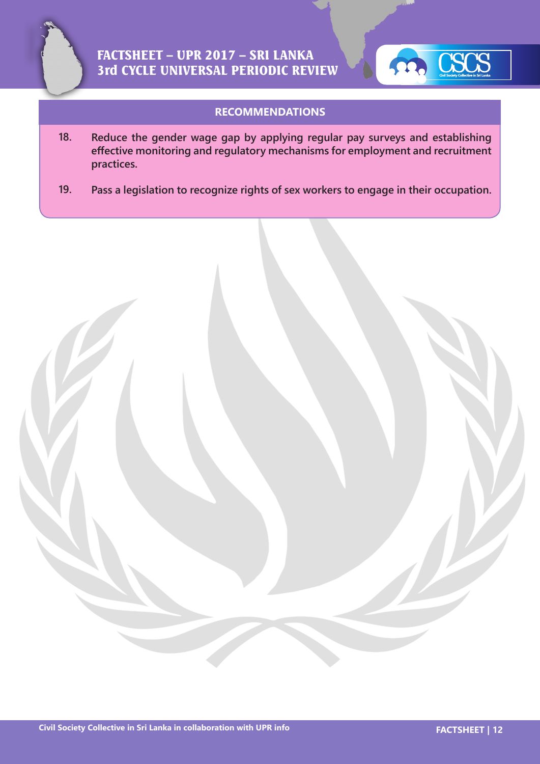## RECOMMENDATIONS

18. **Reduce the gender wage gap by applying regular pay surveys and establishing effective monitoring and regulatory mechanisms for employment and recruitment practices.**

19. **Pass a legislation to recognize rights of sex workers to engage in their occupation.**